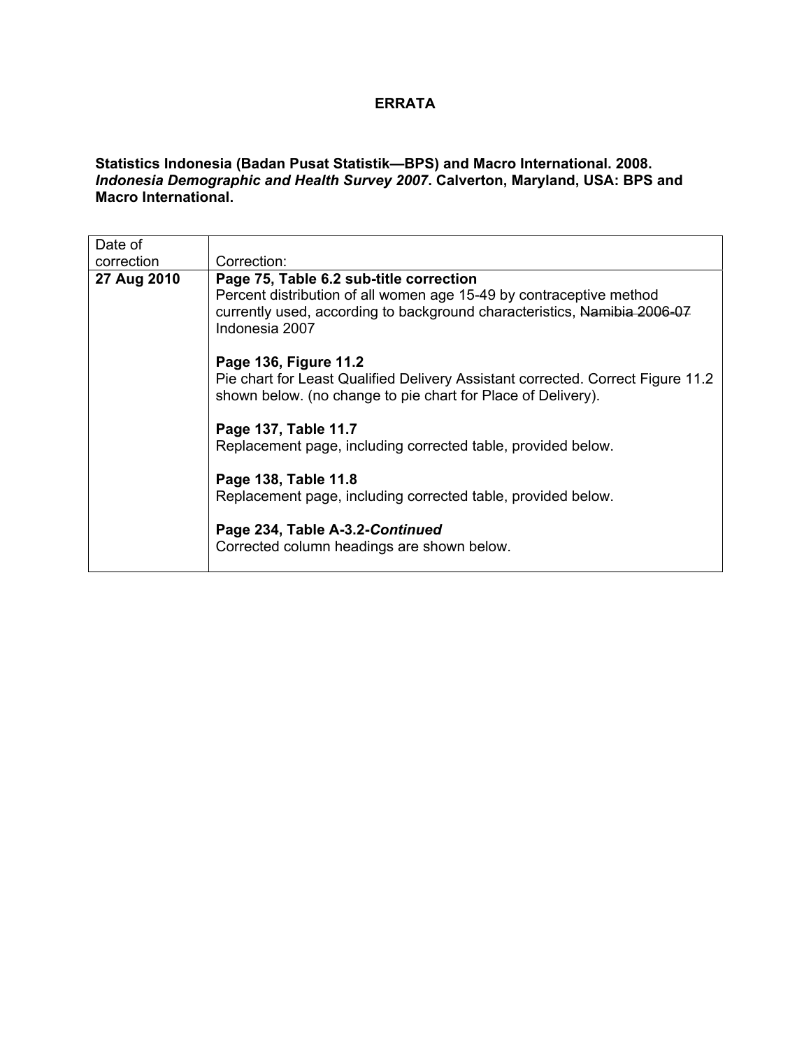# ERRATA

**Statistics Indonesia (Badan Pusat Statistik—BPS) and Macro International. 2008. *Indonesia Demographic and Health Survey 2007*. Calverton, Maryland, USA: BPS and Macro International.**

| Date of correction | Correction: |
|---|---|
| **27 Aug 2010** | **Page 75, Table 6.2 sub-title correction**<br>Percent distribution of all women age 15-49 by contraceptive method currently used, according to background characteristics, ~~Namibia 2006-07~~ Indonesia 2007<br><br>**Page 136, Figure 11.2**<br>Pie chart for Least Qualified Delivery Assistant corrected. Correct Figure 11.2 shown below. (no change to pie chart for Place of Delivery).<br><br>**Page 137, Table 11.7**<br>Replacement page, including corrected table, provided below.<br><br>**Page 138, Table 11.8**<br>Replacement page, including corrected table, provided below.<br><br>**Page 234, Table A-3.2-*Continued***<br>Corrected column headings are shown below. |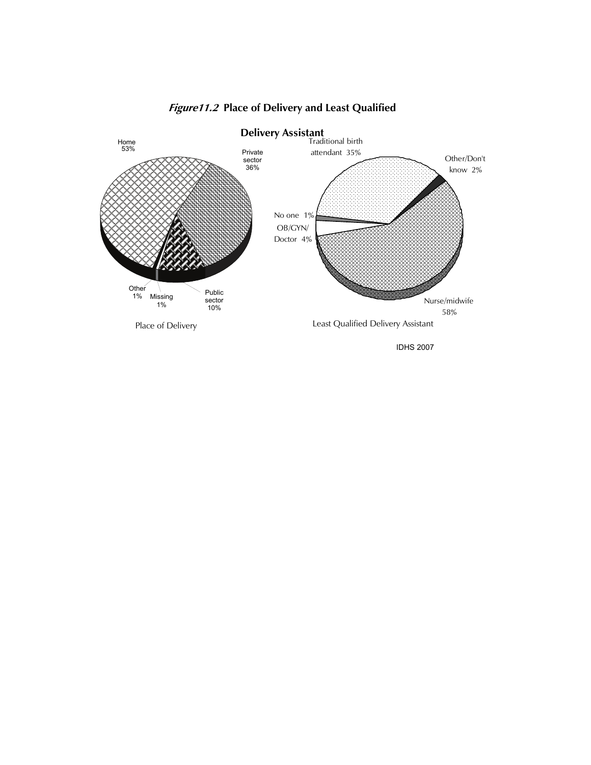***Figure11.2* Place of Delivery and Least Qualified Delivery Assistant**

Home 53%

Private sector 36%

Public sector 10%

Missing 1%

Other 1%

Place of Delivery

Traditional birth attendant 35%

Other/Don't know 2%

No one 1%

OB/GYN/ Doctor 4%

Nurse/midwife 58%

Least Qualified Delivery Assistant

IDHS 2007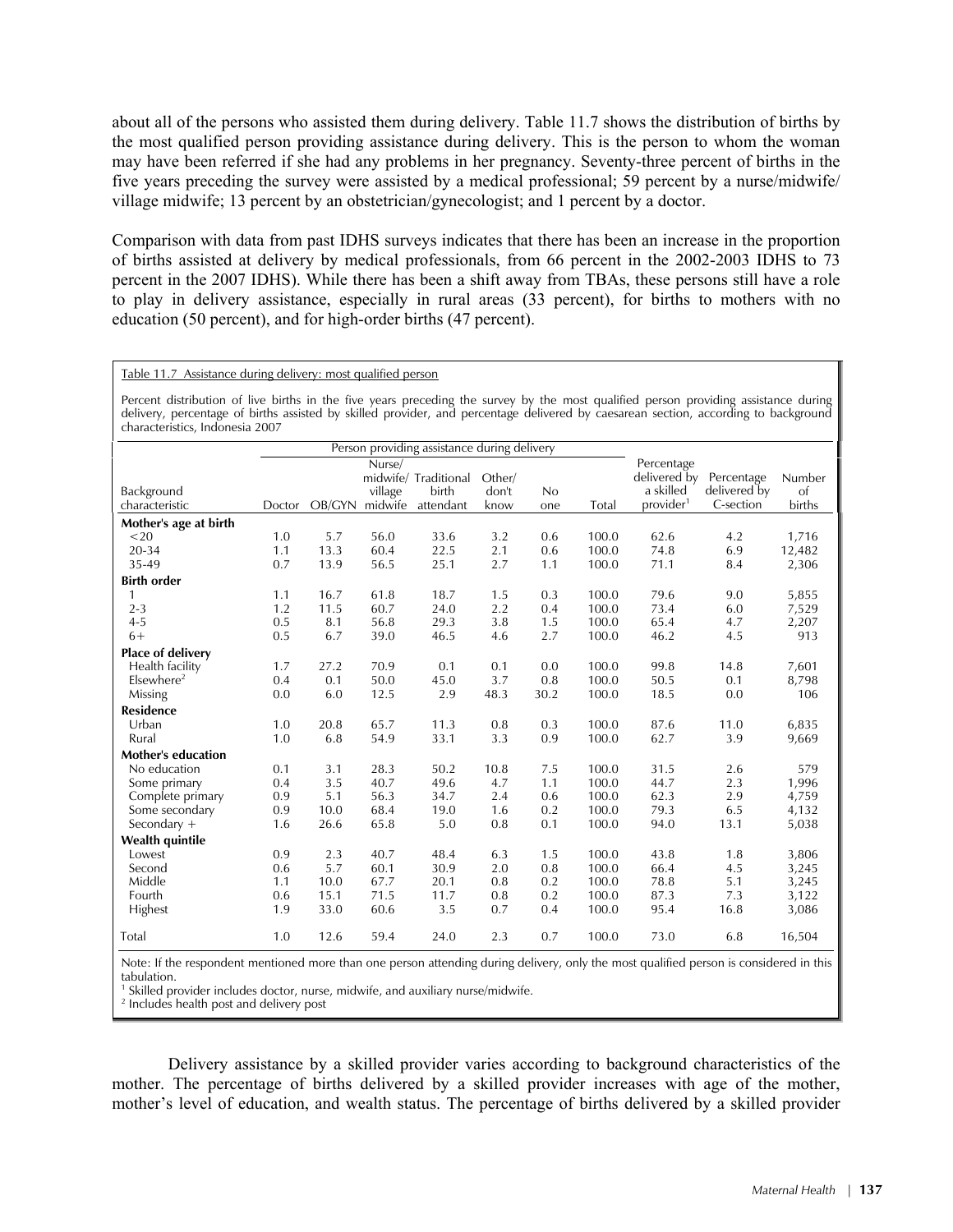about all of the persons who assisted them during delivery. Table 11.7 shows the distribution of births by the most qualified person providing assistance during delivery. This is the person to whom the woman may have been referred if she had any problems in her pregnancy. Seventy-three percent of births in the five years preceding the survey were assisted by a medical professional; 59 percent by a nurse/midwife/ village midwife; 13 percent by an obstetrician/gynecologist; and 1 percent by a doctor.

Comparison with data from past IDHS surveys indicates that there has been an increase in the proportion of births assisted at delivery by medical professionals, from 66 percent in the 2002-2003 IDHS to 73 percent in the 2007 IDHS). While there has been a shift away from TBAs, these persons still have a role to play in delivery assistance, especially in rural areas (33 percent), for births to mothers with no education (50 percent), and for high-order births (47 percent).

Table 11.7 Assistance during delivery: most qualified person

Percent distribution of live births in the five years preceding the survey by the most qualified person providing assistance during delivery, percentage of births assisted by skilled provider, and percentage delivered by caesarean section, according to background characteristics, Indonesia 2007

| Background characteristic | Person providing assistance during delivery | | | | | | | Percentage delivered by a skilled provider[1] | Percentage delivered by C-section | Number of births |
|---|---|---|---|---|---|---|---|---|---|---|
| | Doctor | OB/GYN | Nurse/ midwife/ village midwife | Traditional birth attendant | Other/ don't know | No one | Total | | | |
| **Mother's age at birth** | | | | | | | | | | |
| <20 | 1.0 | 5.7 | 56.0 | 33.6 | 3.2 | 0.6 | 100.0 | 62.6 | 4.2 | 1,716 |
| 20-34 | 1.1 | 13.3 | 60.4 | 22.5 | 2.1 | 0.6 | 100.0 | 74.8 | 6.9 | 12,482 |
| 35-49 | 0.7 | 13.9 | 56.5 | 25.1 | 2.7 | 1.1 | 100.0 | 71.1 | 8.4 | 2,306 |
| **Birth order** | | | | | | | | | | |
| 1 | 1.1 | 16.7 | 61.8 | 18.7 | 1.5 | 0.3 | 100.0 | 79.6 | 9.0 | 5,855 |
| 2-3 | 1.2 | 11.5 | 60.7 | 24.0 | 2.2 | 0.4 | 100.0 | 73.4 | 6.0 | 7,529 |
| 4-5 | 0.5 | 8.1 | 56.8 | 29.3 | 3.8 | 1.5 | 100.0 | 65.4 | 4.7 | 2,207 |
| 6+ | 0.5 | 6.7 | 39.0 | 46.5 | 4.6 | 2.7 | 100.0 | 46.2 | 4.5 | 913 |
| **Place of delivery** | | | | | | | | | | |
| Health facility | 1.7 | 27.2 | 70.9 | 0.1 | 0.1 | 0.0 | 100.0 | 99.8 | 14.8 | 7,601 |
| Elsewhere[2] | 0.4 | 0.1 | 50.0 | 45.0 | 3.7 | 0.8 | 100.0 | 50.5 | 0.1 | 8,798 |
| Missing | 0.0 | 6.0 | 12.5 | 2.9 | 48.3 | 30.2 | 100.0 | 18.5 | 0.0 | 106 |
| **Residence** | | | | | | | | | | |
| Urban | 1.0 | 20.8 | 65.7 | 11.3 | 0.8 | 0.3 | 100.0 | 87.6 | 11.0 | 6,835 |
| Rural | 1.0 | 6.8 | 54.9 | 33.1 | 3.3 | 0.9 | 100.0 | 62.7 | 3.9 | 9,669 |
| **Mother's education** | | | | | | | | | | |
| No education | 0.1 | 3.1 | 28.3 | 50.2 | 10.8 | 7.5 | 100.0 | 31.5 | 2.6 | 579 |
| Some primary | 0.4 | 3.5 | 40.7 | 49.6 | 4.7 | 1.1 | 100.0 | 44.7 | 2.3 | 1,996 |
| Complete primary | 0.9 | 5.1 | 56.3 | 34.7 | 2.4 | 0.6 | 100.0 | 62.3 | 2.9 | 4,759 |
| Some secondary | 0.9 | 10.0 | 68.4 | 19.0 | 1.6 | 0.2 | 100.0 | 79.3 | 6.5 | 4,132 |
| Secondary + | 1.6 | 26.6 | 65.8 | 5.0 | 0.8 | 0.1 | 100.0 | 94.0 | 13.1 | 5,038 |
| **Wealth quintile** | | | | | | | | | | |
| Lowest | 0.9 | 2.3 | 40.7 | 48.4 | 6.3 | 1.5 | 100.0 | 43.8 | 1.8 | 3,806 |
| Second | 0.6 | 5.7 | 60.1 | 30.9 | 2.0 | 0.8 | 100.0 | 66.4 | 4.5 | 3,245 |
| Middle | 1.1 | 10.0 | 67.7 | 20.1 | 0.8 | 0.2 | 100.0 | 78.8 | 5.1 | 3,245 |
| Fourth | 0.6 | 15.1 | 71.5 | 11.7 | 0.8 | 0.2 | 100.0 | 87.3 | 7.3 | 3,122 |
| Highest | 1.9 | 33.0 | 60.6 | 3.5 | 0.7 | 0.4 | 100.0 | 95.4 | 16.8 | 3,086 |
| Total | 1.0 | 12.6 | 59.4 | 24.0 | 2.3 | 0.7 | 100.0 | 73.0 | 6.8 | 16,504 |

Note: If the respondent mentioned more than one person attending during delivery, only the most qualified person is considered in this tabulation.
[1] Skilled provider includes doctor, nurse, midwife, and auxiliary nurse/midwife.
[2] Includes health post and delivery post

Delivery assistance by a skilled provider varies according to background characteristics of the mother. The percentage of births delivered by a skilled provider increases with age of the mother, mother's level of education, and wealth status. The percentage of births delivered by a skilled provider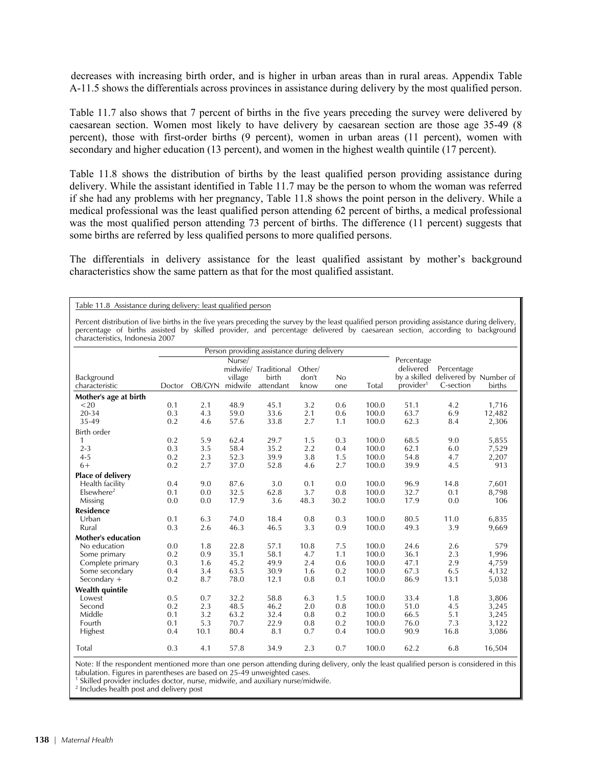decreases with increasing birth order, and is higher in urban areas than in rural areas. Appendix Table A-11.5 shows the differentials across provinces in assistance during delivery by the most qualified person.

Table 11.7 also shows that 7 percent of births in the five years preceding the survey were delivered by caesarean section. Women most likely to have delivery by caesarean section are those age 35-49 (8 percent), those with first-order births (9 percent), women in urban areas (11 percent), women with secondary and higher education (13 percent), and women in the highest wealth quintile (17 percent).

Table 11.8 shows the distribution of births by the least qualified person providing assistance during delivery. While the assistant identified in Table 11.7 may be the person to whom the woman was referred if she had any problems with her pregnancy, Table 11.8 shows the point person in the delivery. While a medical professional was the least qualified person attending 62 percent of births, a medical professional was the most qualified person attending 73 percent of births. The difference (11 percent) suggests that some births are referred by less qualified persons to more qualified persons.

The differentials in delivery assistance for the least qualified assistant by mother's background characteristics show the same pattern as that for the most qualified assistant.

Table 11.8 Assistance during delivery: least qualified person

Percent distribution of live births in the five years preceding the survey by the least qualified person providing assistance during delivery, percentage of births assisted by skilled provider, and percentage delivered by caesarean section, according to background characteristics, Indonesia 2007

| Background characteristic | Person providing assistance during delivery | | | | | | Total | Percentage delivered by a skilled provider[1] | Percentage delivered by C-section | Number of births |
|---|---|---|---|---|---|---|---|---|---|---|
| | Doctor | OB/GYN | Nurse/ midwife/ village midwife | Traditional birth attendant | Other/ don't know | No one | | | | |
| **Mother's age at birth** | | | | | | | | | | |
| <20 | 0.1 | 2.1 | 48.9 | 45.1 | 3.2 | 0.6 | 100.0 | 51.1 | 4.2 | 1,716 |
| 20-34 | 0.3 | 4.3 | 59.0 | 33.6 | 2.1 | 0.6 | 100.0 | 63.7 | 6.9 | 12,482 |
| 35-49 | 0.2 | 4.6 | 57.6 | 33.8 | 2.7 | 1.1 | 100.0 | 62.3 | 8.4 | 2,306 |
| Birth order | | | | | | | | | | |
| 1 | 0.2 | 5.9 | 62.4 | 29.7 | 1.5 | 0.3 | 100.0 | 68.5 | 9.0 | 5,855 |
| 2-3 | 0.3 | 3.5 | 58.4 | 35.2 | 2.2 | 0.4 | 100.0 | 62.1 | 6.0 | 7,529 |
| 4-5 | 0.2 | 2.3 | 52.3 | 39.9 | 3.8 | 1.5 | 100.0 | 54.8 | 4.7 | 2,207 |
| 6+ | 0.2 | 2.7 | 37.0 | 52.8 | 4.6 | 2.7 | 100.0 | 39.9 | 4.5 | 913 |
| **Place of delivery** | | | | | | | | | | |
| Health facility | 0.4 | 9.0 | 87.6 | 3.0 | 0.1 | 0.0 | 100.0 | 96.9 | 14.8 | 7,601 |
| Elsewhere[2] | 0.1 | 0.0 | 32.5 | 62.8 | 3.7 | 0.8 | 100.0 | 32.7 | 0.1 | 8,798 |
| Missing | 0.0 | 0.0 | 17.9 | 3.6 | 48.3 | 30.2 | 100.0 | 17.9 | 0.0 | 106 |
| **Residence** | | | | | | | | | | |
| Urban | 0.1 | 6.3 | 74.0 | 18.4 | 0.8 | 0.3 | 100.0 | 80.5 | 11.0 | 6,835 |
| Rural | 0.3 | 2.6 | 46.3 | 46.5 | 3.3 | 0.9 | 100.0 | 49.3 | 3.9 | 9,669 |
| **Mother's education** | | | | | | | | | | |
| No education | 0.0 | 1.8 | 22.8 | 57.1 | 10.8 | 7.5 | 100.0 | 24.6 | 2.6 | 579 |
| Some primary | 0.2 | 0.9 | 35.1 | 58.1 | 4.7 | 1.1 | 100.0 | 36.1 | 2.3 | 1,996 |
| Complete primary | 0.3 | 1.6 | 45.2 | 49.9 | 2.4 | 0.6 | 100.0 | 47.1 | 2.9 | 4,759 |
| Some secondary | 0.4 | 3.4 | 63.5 | 30.9 | 1.6 | 0.2 | 100.0 | 67.3 | 6.5 | 4,132 |
| Secondary + | 0.2 | 8.7 | 78.0 | 12.1 | 0.8 | 0.1 | 100.0 | 86.9 | 13.1 | 5,038 |
| **Wealth quintile** | | | | | | | | | | |
| Lowest | 0.5 | 0.7 | 32.2 | 58.8 | 6.3 | 1.5 | 100.0 | 33.4 | 1.8 | 3,806 |
| Second | 0.2 | 2.3 | 48.5 | 46.2 | 2.0 | 0.8 | 100.0 | 51.0 | 4.5 | 3,245 |
| Middle | 0.1 | 3.2 | 63.2 | 32.4 | 0.8 | 0.2 | 100.0 | 66.5 | 5.1 | 3,245 |
| Fourth | 0.1 | 5.3 | 70.7 | 22.9 | 0.8 | 0.2 | 100.0 | 76.0 | 7.3 | 3,122 |
| Highest | 0.4 | 10.1 | 80.4 | 8.1 | 0.7 | 0.4 | 100.0 | 90.9 | 16.8 | 3,086 |
| Total | 0.3 | 4.1 | 57.8 | 34.9 | 2.3 | 0.7 | 100.0 | 62.2 | 6.8 | 16,504 |

Note: If the respondent mentioned more than one person attending during delivery, only the least qualified person is considered in this tabulation. Figures in parentheses are based on 25-49 unweighted cases.
[1] Skilled provider includes doctor, nurse, midwife, and auxiliary nurse/midwife.
[2] Includes health post and delivery post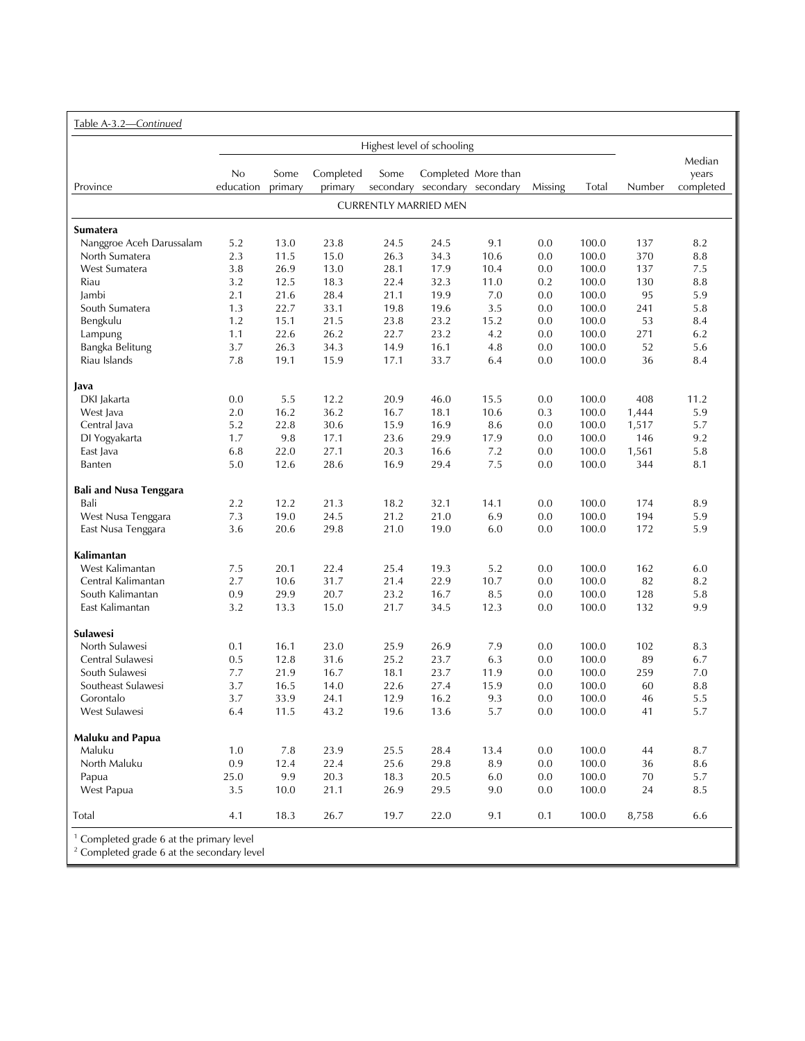Table A-3.2—*Continued*

| Province | Highest level of schooling | | | | | | | | Number | Median years completed |
|---|---|---|---|---|---|---|---|---|---|---|
| | No education | Some primary | Completed primary | Some secondary | Completed secondary | More than secondary | Missing | Total | | |
| **CURRENTLY MARRIED MEN** | | | | | | | | | | |
| **Sumatera** | | | | | | | | | | |
| Nanggroe Aceh Darussalam | 5.2 | 13.0 | 23.8 | 24.5 | 24.5 | 9.1 | 0.0 | 100.0 | 137 | 8.2 |
| North Sumatera | 2.3 | 11.5 | 15.0 | 26.3 | 34.3 | 10.6 | 0.0 | 100.0 | 370 | 8.8 |
| West Sumatera | 3.8 | 26.9 | 13.0 | 28.1 | 17.9 | 10.4 | 0.0 | 100.0 | 137 | 7.5 |
| Riau | 3.2 | 12.5 | 18.3 | 22.4 | 32.3 | 11.0 | 0.2 | 100.0 | 130 | 8.8 |
| Jambi | 2.1 | 21.6 | 28.4 | 21.1 | 19.9 | 7.0 | 0.0 | 100.0 | 95 | 5.9 |
| South Sumatera | 1.3 | 22.7 | 33.1 | 19.8 | 19.6 | 3.5 | 0.0 | 100.0 | 241 | 5.8 |
| Bengkulu | 1.2 | 15.1 | 21.5 | 23.8 | 23.2 | 15.2 | 0.0 | 100.0 | 53 | 8.4 |
| Lampung | 1.1 | 22.6 | 26.2 | 22.7 | 23.2 | 4.2 | 0.0 | 100.0 | 271 | 6.2 |
| Bangka Belitung | 3.7 | 26.3 | 34.3 | 14.9 | 16.1 | 4.8 | 0.0 | 100.0 | 52 | 5.6 |
| Riau Islands | 7.8 | 19.1 | 15.9 | 17.1 | 33.7 | 6.4 | 0.0 | 100.0 | 36 | 8.4 |
| **Java** | | | | | | | | | | |
| DKI Jakarta | 0.0 | 5.5 | 12.2 | 20.9 | 46.0 | 15.5 | 0.0 | 100.0 | 408 | 11.2 |
| West Java | 2.0 | 16.2 | 36.2 | 16.7 | 18.1 | 10.6 | 0.3 | 100.0 | 1,444 | 5.9 |
| Central Java | 5.2 | 22.8 | 30.6 | 15.9 | 16.9 | 8.6 | 0.0 | 100.0 | 1,517 | 5.7 |
| DI Yogyakarta | 1.7 | 9.8 | 17.1 | 23.6 | 29.9 | 17.9 | 0.0 | 100.0 | 146 | 9.2 |
| East Java | 6.8 | 22.0 | 27.1 | 20.3 | 16.6 | 7.2 | 0.0 | 100.0 | 1,561 | 5.8 |
| Banten | 5.0 | 12.6 | 28.6 | 16.9 | 29.4 | 7.5 | 0.0 | 100.0 | 344 | 8.1 |
| **Bali and Nusa Tenggara** | | | | | | | | | | |
| Bali | 2.2 | 12.2 | 21.3 | 18.2 | 32.1 | 14.1 | 0.0 | 100.0 | 174 | 8.9 |
| West Nusa Tenggara | 7.3 | 19.0 | 24.5 | 21.2 | 21.0 | 6.9 | 0.0 | 100.0 | 194 | 5.9 |
| East Nusa Tenggara | 3.6 | 20.6 | 29.8 | 21.0 | 19.0 | 6.0 | 0.0 | 100.0 | 172 | 5.9 |
| **Kalimantan** | | | | | | | | | | |
| West Kalimantan | 7.5 | 20.1 | 22.4 | 25.4 | 19.3 | 5.2 | 0.0 | 100.0 | 162 | 6.0 |
| Central Kalimantan | 2.7 | 10.6 | 31.7 | 21.4 | 22.9 | 10.7 | 0.0 | 100.0 | 82 | 8.2 |
| South Kalimantan | 0.9 | 29.9 | 20.7 | 23.2 | 16.7 | 8.5 | 0.0 | 100.0 | 128 | 5.8 |
| East Kalimantan | 3.2 | 13.3 | 15.0 | 21.7 | 34.5 | 12.3 | 0.0 | 100.0 | 132 | 9.9 |
| **Sulawesi** | | | | | | | | | | |
| North Sulawesi | 0.1 | 16.1 | 23.0 | 25.9 | 26.9 | 7.9 | 0.0 | 100.0 | 102 | 8.3 |
| Central Sulawesi | 0.5 | 12.8 | 31.6 | 25.2 | 23.7 | 6.3 | 0.0 | 100.0 | 89 | 6.7 |
| South Sulawesi | 7.7 | 21.9 | 16.7 | 18.1 | 23.7 | 11.9 | 0.0 | 100.0 | 259 | 7.0 |
| Southeast Sulawesi | 3.7 | 16.5 | 14.0 | 22.6 | 27.4 | 15.9 | 0.0 | 100.0 | 60 | 8.8 |
| Gorontalo | 3.7 | 33.9 | 24.1 | 12.9 | 16.2 | 9.3 | 0.0 | 100.0 | 46 | 5.5 |
| West Sulawesi | 6.4 | 11.5 | 43.2 | 19.6 | 13.6 | 5.7 | 0.0 | 100.0 | 41 | 5.7 |
| **Maluku and Papua** | | | | | | | | | | |
| Maluku | 1.0 | 7.8 | 23.9 | 25.5 | 28.4 | 13.4 | 0.0 | 100.0 | 44 | 8.7 |
| North Maluku | 0.9 | 12.4 | 22.4 | 25.6 | 29.8 | 8.9 | 0.0 | 100.0 | 36 | 8.6 |
| Papua | 25.0 | 9.9 | 20.3 | 18.3 | 20.5 | 6.0 | 0.0 | 100.0 | 70 | 5.7 |
| West Papua | 3.5 | 10.0 | 21.1 | 26.9 | 29.5 | 9.0 | 0.0 | 100.0 | 24 | 8.5 |
| Total | 4.1 | 18.3 | 26.7 | 19.7 | 22.0 | 9.1 | 0.1 | 100.0 | 8,758 | 6.6 |

[1] Completed grade 6 at the primary level
[2] Completed grade 6 at the secondary level